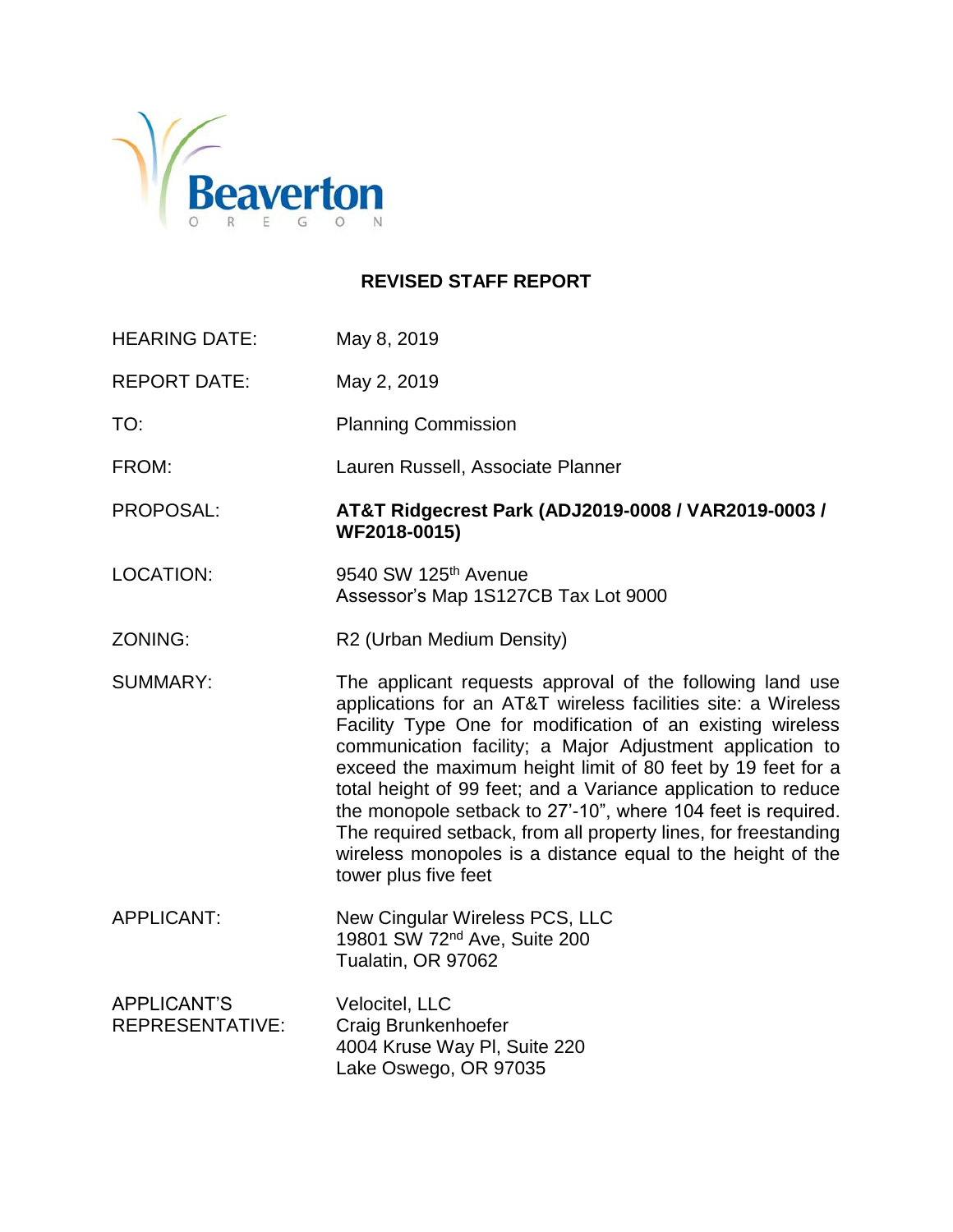Beaverton

OREGON

# REVISED STAFF REPORT

| | |
|---|---|
| HEARING DATE: | May 8, 2019 |
| REPORT DATE: | May 2, 2019 |
| TO: | Planning Commission |
| FROM: | Lauren Russell, Associate Planner |
| PROPOSAL: | **AT&T Ridgecrest Park (ADJ2019-0008 / VAR2019-0003 / WF2018-0015)** |
| LOCATION: | 9540 SW 125th Avenue<br>Assessor's Map 1S127CB Tax Lot 9000 |
| ZONING: | R2 (Urban Medium Density) |
| SUMMARY: | The applicant requests approval of the following land use applications for an AT&T wireless facilities site: a Wireless Facility Type One for modification of an existing wireless communication facility; a Major Adjustment application to exceed the maximum height limit of 80 feet by 19 feet for a total height of 99 feet; and a Variance application to reduce the monopole setback to 27'-10", where 104 feet is required. The required setback, from all property lines, for freestanding wireless monopoles is a distance equal to the height of the tower plus five feet |
| APPLICANT: | New Cingular Wireless PCS, LLC<br>19801 SW 72nd Ave, Suite 200<br>Tualatin, OR 97062 |
| APPLICANT'S REPRESENTATIVE: | Velocitel, LLC<br>Craig Brunkenhoefer<br>4004 Kruse Way Pl, Suite 220<br>Lake Oswego, OR 97035 |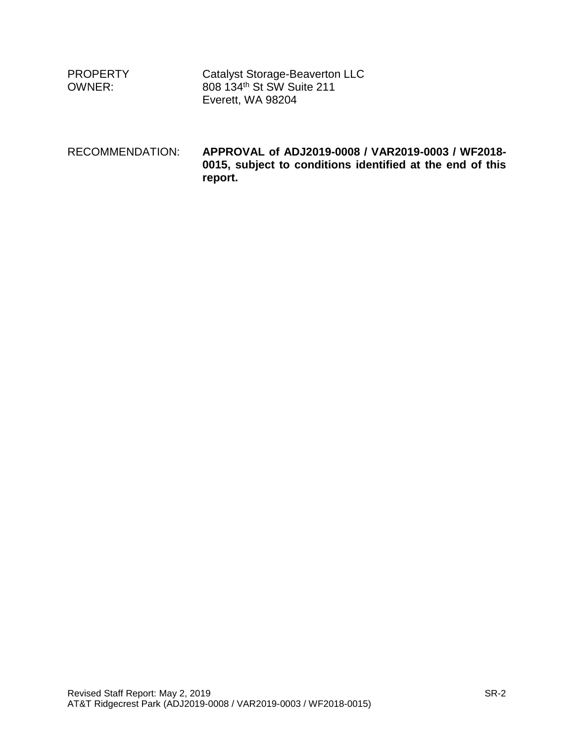PROPERTY OWNER: Catalyst Storage-Beaverton LLC
808 134th St SW Suite 211
Everett, WA 98204

RECOMMENDATION: **APPROVAL of ADJ2019-0008 / VAR2019-0003 / WF2018-0015, subject to conditions identified at the end of this report.**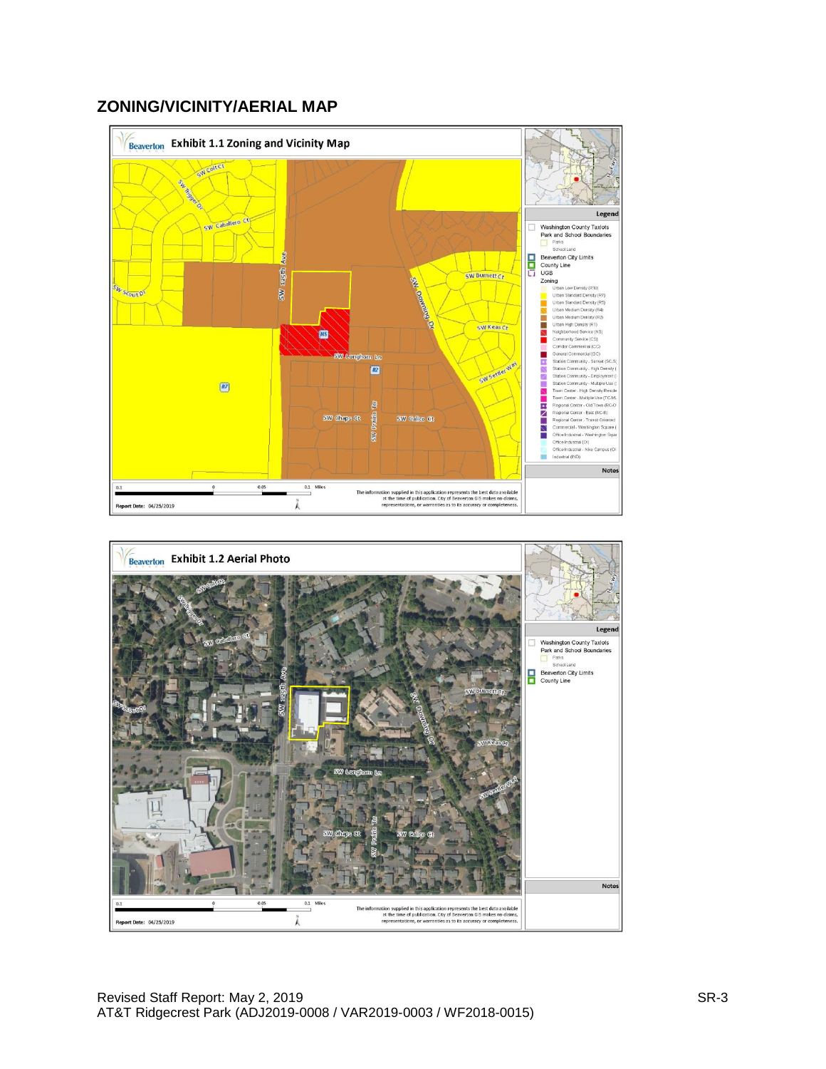## ZONING/VICINITY/AERIAL MAP

**Exhibit 1.1 Zoning and Vicinity Map**

**Exhibit 1.2 Aerial Photo**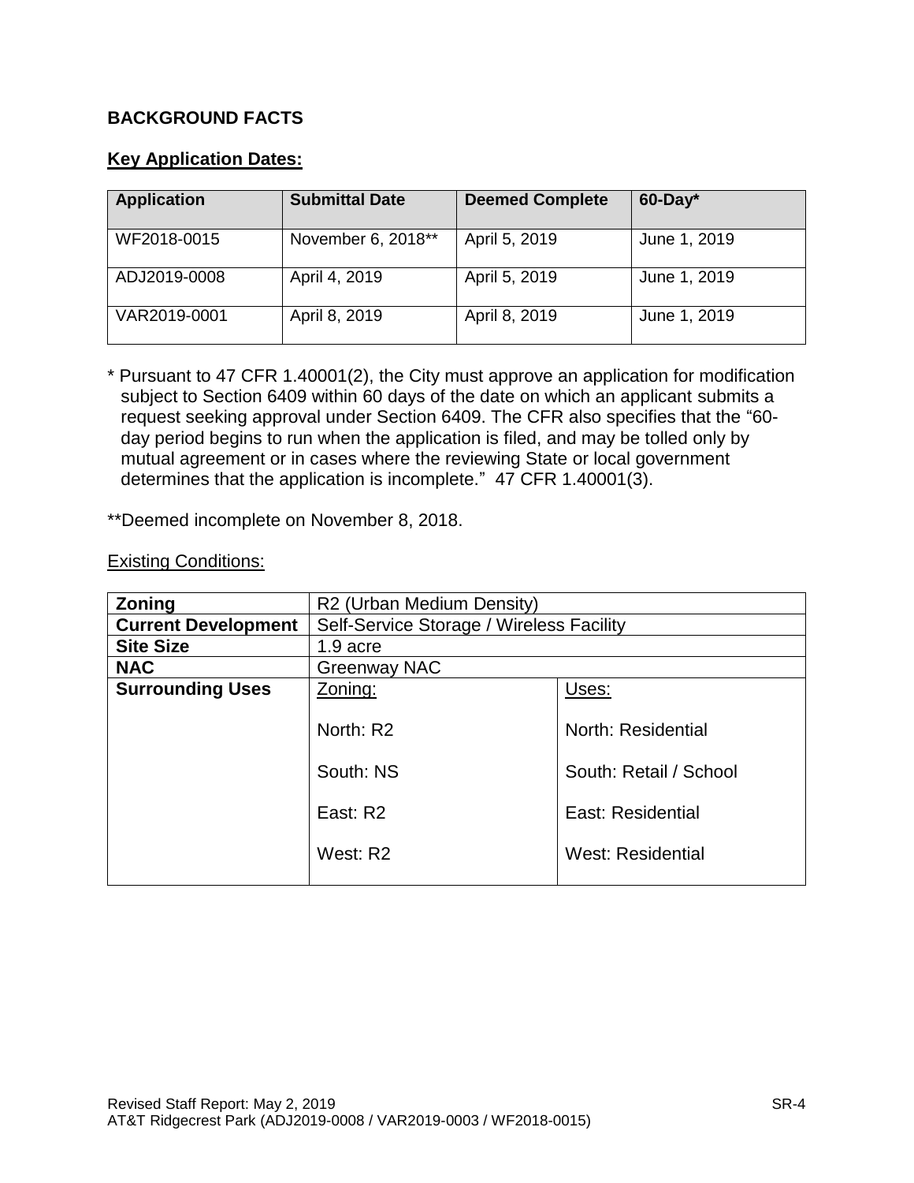## BACKGROUND FACTS

### Key Application Dates:

| Application | Submittal Date | Deemed Complete | 60-Day* |
|---|---|---|---|
| WF2018-0015 | November 6, 2018** | April 5, 2019 | June 1, 2019 |
| ADJ2019-0008 | April 4, 2019 | April 5, 2019 | June 1, 2019 |
| VAR2019-0001 | April 8, 2019 | April 8, 2019 | June 1, 2019 |

* Pursuant to 47 CFR 1.40001(2), the City must approve an application for modification subject to Section 6409 within 60 days of the date on which an applicant submits a request seeking approval under Section 6409. The CFR also specifies that the "60-day period begins to run when the application is filed, and may be tolled only by mutual agreement or in cases where the reviewing State or local government determines that the application is incomplete." 47 CFR 1.40001(3).

**Deemed incomplete on November 8, 2018.

Existing Conditions:

| | | |
|---|---|---|
| **Zoning** | R2 (Urban Medium Density) | |
| **Current Development** | Self-Service Storage / Wireless Facility | |
| **Site Size** | 1.9 acre | |
| **NAC** | Greenway NAC | |
| **Surrounding Uses** | Zoning: | Uses: |
| | North: R2 | North: Residential |
| | South: NS | South: Retail / School |
| | East: R2 | East: Residential |
| | West: R2 | West: Residential |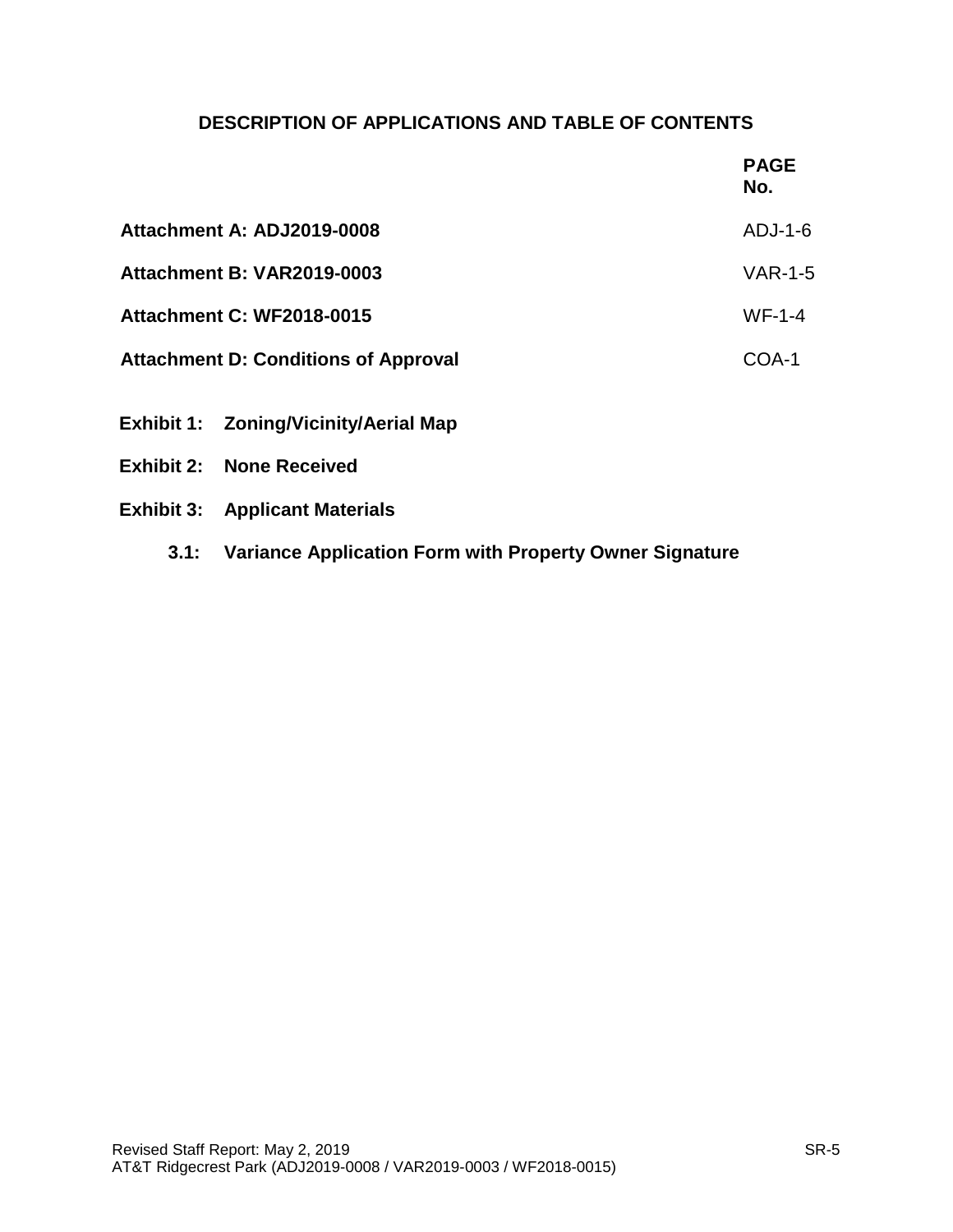## DESCRIPTION OF APPLICATIONS AND TABLE OF CONTENTS

| | PAGE No. |
|---|---|
| **Attachment A: ADJ2019-0008** | ADJ-1-6 |
| **Attachment B: VAR2019-0003** | VAR-1-5 |
| **Attachment C: WF2018-0015** | WF-1-4 |
| **Attachment D: Conditions of Approval** | COA-1 |

**Exhibit 1: Zoning/Vicinity/Aerial Map**

**Exhibit 2: None Received**

**Exhibit 3: Applicant Materials**

**3.1: Variance Application Form with Property Owner Signature**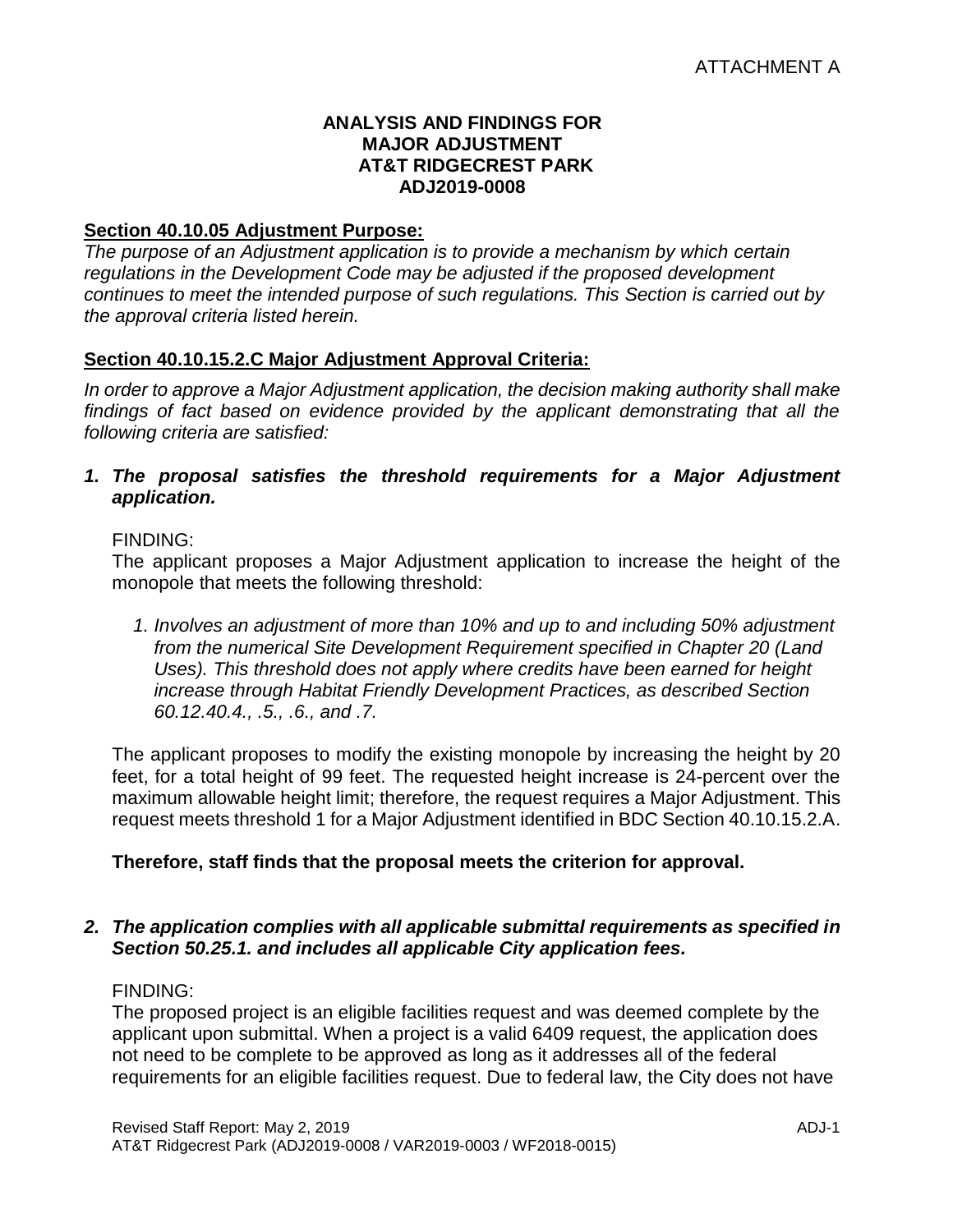ATTACHMENT A

**ANALYSIS AND FINDINGS FOR MAJOR ADJUSTMENT AT&T RIDGECREST PARK ADJ2019-0008**

## Section 40.10.05 Adjustment Purpose:

*The purpose of an Adjustment application is to provide a mechanism by which certain regulations in the Development Code may be adjusted if the proposed development continues to meet the intended purpose of such regulations. This Section is carried out by the approval criteria listed herein.*

## Section 40.10.15.2.C Major Adjustment Approval Criteria:

*In order to approve a Major Adjustment application, the decision making authority shall make findings of fact based on evidence provided by the applicant demonstrating that all the following criteria are satisfied:*

***1. The proposal satisfies the threshold requirements for a Major Adjustment application.***

FINDING:
The applicant proposes a Major Adjustment application to increase the height of the monopole that meets the following threshold:

*1. Involves an adjustment of more than 10% and up to and including 50% adjustment from the numerical Site Development Requirement specified in Chapter 20 (Land Uses). This threshold does not apply where credits have been earned for height increase through Habitat Friendly Development Practices, as described Section 60.12.40.4., .5., .6., and .7.*

The applicant proposes to modify the existing monopole by increasing the height by 20 feet, for a total height of 99 feet. The requested height increase is 24-percent over the maximum allowable height limit; therefore, the request requires a Major Adjustment. This request meets threshold 1 for a Major Adjustment identified in BDC Section 40.10.15.2.A.

**Therefore, staff finds that the proposal meets the criterion for approval.**

***2. The application complies with all applicable submittal requirements as specified in Section 50.25.1. and includes all applicable City application fees.***

FINDING:
The proposed project is an eligible facilities request and was deemed complete by the applicant upon submittal. When a project is a valid 6409 request, the application does not need to be complete to be approved as long as it addresses all of the federal requirements for an eligible facilities request. Due to federal law, the City does not have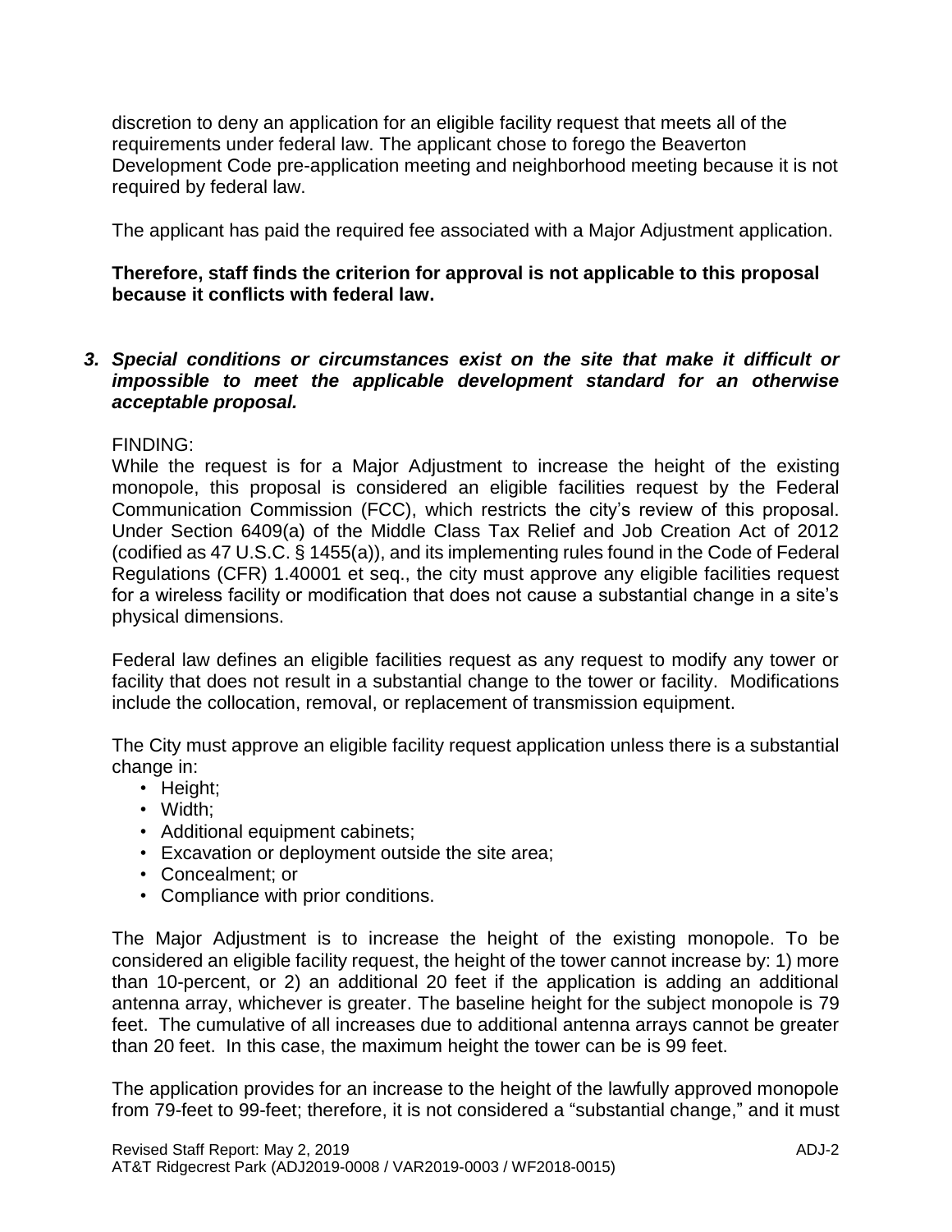discretion to deny an application for an eligible facility request that meets all of the requirements under federal law. The applicant chose to forego the Beaverton Development Code pre-application meeting and neighborhood meeting because it is not required by federal law.

The applicant has paid the required fee associated with a Major Adjustment application.

**Therefore, staff finds the criterion for approval is not applicable to this proposal because it conflicts with federal law.**

***3. Special conditions or circumstances exist on the site that make it difficult or impossible to meet the applicable development standard for an otherwise acceptable proposal.***

FINDING:

While the request is for a Major Adjustment to increase the height of the existing monopole, this proposal is considered an eligible facilities request by the Federal Communication Commission (FCC), which restricts the city's review of this proposal. Under Section 6409(a) of the Middle Class Tax Relief and Job Creation Act of 2012 (codified as 47 U.S.C. § 1455(a)), and its implementing rules found in the Code of Federal Regulations (CFR) 1.40001 et seq., the city must approve any eligible facilities request for a wireless facility or modification that does not cause a substantial change in a site's physical dimensions.

Federal law defines an eligible facilities request as any request to modify any tower or facility that does not result in a substantial change to the tower or facility. Modifications include the collocation, removal, or replacement of transmission equipment.

The City must approve an eligible facility request application unless there is a substantial change in:

- Height;
- Width;
- Additional equipment cabinets;
- Excavation or deployment outside the site area;
- Concealment; or
- Compliance with prior conditions.

The Major Adjustment is to increase the height of the existing monopole. To be considered an eligible facility request, the height of the tower cannot increase by: 1) more than 10-percent, or 2) an additional 20 feet if the application is adding an additional antenna array, whichever is greater. The baseline height for the subject monopole is 79 feet. The cumulative of all increases due to additional antenna arrays cannot be greater than 20 feet. In this case, the maximum height the tower can be is 99 feet.

The application provides for an increase to the height of the lawfully approved monopole from 79-feet to 99-feet; therefore, it is not considered a "substantial change," and it must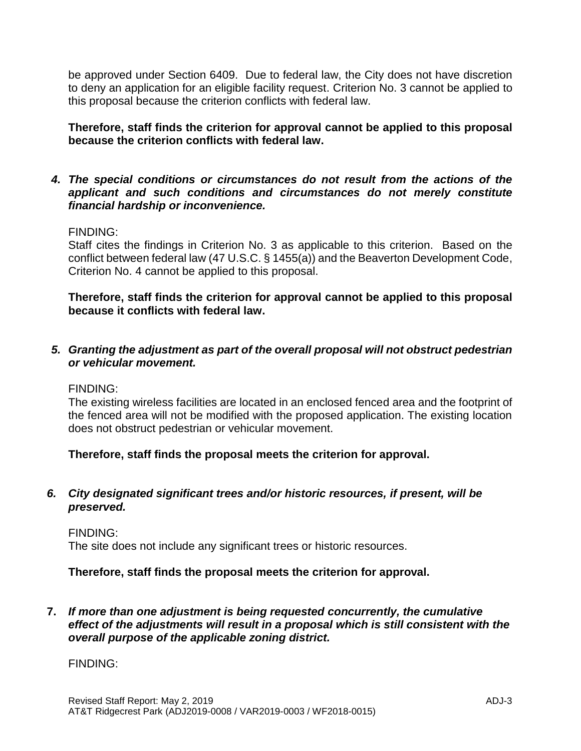be approved under Section 6409. Due to federal law, the City does not have discretion to deny an application for an eligible facility request. Criterion No. 3 cannot be applied to this proposal because the criterion conflicts with federal law.

**Therefore, staff finds the criterion for approval cannot be applied to this proposal because the criterion conflicts with federal law.**

4. ***The special conditions or circumstances do not result from the actions of the applicant and such conditions and circumstances do not merely constitute financial hardship or inconvenience.***

FINDING:
Staff cites the findings in Criterion No. 3 as applicable to this criterion. Based on the conflict between federal law (47 U.S.C. § 1455(a)) and the Beaverton Development Code, Criterion No. 4 cannot be applied to this proposal.

**Therefore, staff finds the criterion for approval cannot be applied to this proposal because it conflicts with federal law.**

5. ***Granting the adjustment as part of the overall proposal will not obstruct pedestrian or vehicular movement.***

FINDING:
The existing wireless facilities are located in an enclosed fenced area and the footprint of the fenced area will not be modified with the proposed application. The existing location does not obstruct pedestrian or vehicular movement.

**Therefore, staff finds the proposal meets the criterion for approval.**

6. ***City designated significant trees and/or historic resources, if present, will be preserved.***

FINDING:
The site does not include any significant trees or historic resources.

**Therefore, staff finds the proposal meets the criterion for approval.**

7. ***If more than one adjustment is being requested concurrently, the cumulative effect of the adjustments will result in a proposal which is still consistent with the overall purpose of the applicable zoning district.***

FINDING: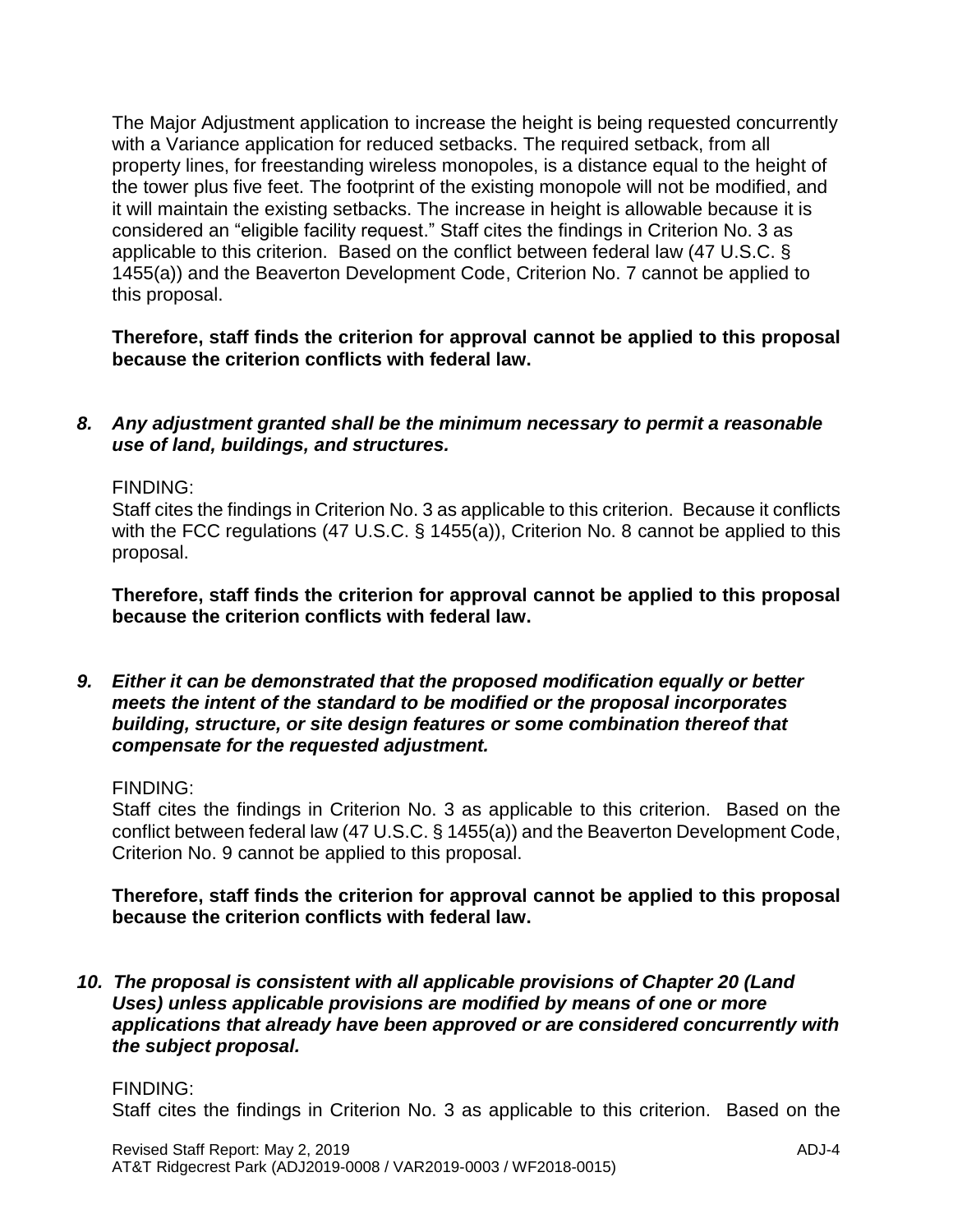The Major Adjustment application to increase the height is being requested concurrently with a Variance application for reduced setbacks. The required setback, from all property lines, for freestanding wireless monopoles, is a distance equal to the height of the tower plus five feet. The footprint of the existing monopole will not be modified, and it will maintain the existing setbacks. The increase in height is allowable because it is considered an "eligible facility request." Staff cites the findings in Criterion No. 3 as applicable to this criterion. Based on the conflict between federal law (47 U.S.C. § 1455(a)) and the Beaverton Development Code, Criterion No. 7 cannot be applied to this proposal.

**Therefore, staff finds the criterion for approval cannot be applied to this proposal because the criterion conflicts with federal law.**

8. ***Any adjustment granted shall be the minimum necessary to permit a reasonable use of land, buildings, and structures.***

FINDING:
Staff cites the findings in Criterion No. 3 as applicable to this criterion. Because it conflicts with the FCC regulations (47 U.S.C. § 1455(a)), Criterion No. 8 cannot be applied to this proposal.

**Therefore, staff finds the criterion for approval cannot be applied to this proposal because the criterion conflicts with federal law.**

9. ***Either it can be demonstrated that the proposed modification equally or better meets the intent of the standard to be modified or the proposal incorporates building, structure, or site design features or some combination thereof that compensate for the requested adjustment.***

FINDING:
Staff cites the findings in Criterion No. 3 as applicable to this criterion. Based on the conflict between federal law (47 U.S.C. § 1455(a)) and the Beaverton Development Code, Criterion No. 9 cannot be applied to this proposal.

**Therefore, staff finds the criterion for approval cannot be applied to this proposal because the criterion conflicts with federal law.**

10. ***The proposal is consistent with all applicable provisions of Chapter 20 (Land Uses) unless applicable provisions are modified by means of one or more applications that already have been approved or are considered concurrently with the subject proposal.***

FINDING:
Staff cites the findings in Criterion No. 3 as applicable to this criterion. Based on the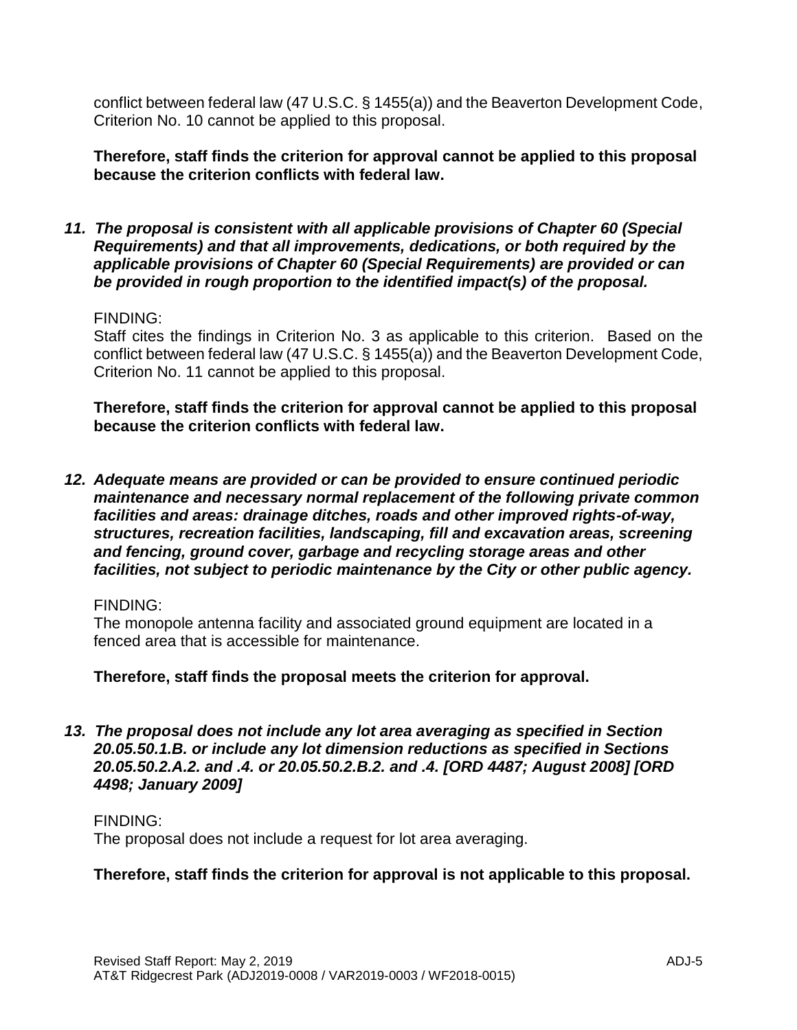conflict between federal law (47 U.S.C. § 1455(a)) and the Beaverton Development Code, Criterion No. 10 cannot be applied to this proposal.

**Therefore, staff finds the criterion for approval cannot be applied to this proposal because the criterion conflicts with federal law.**

***11. The proposal is consistent with all applicable provisions of Chapter 60 (Special Requirements) and that all improvements, dedications, or both required by the applicable provisions of Chapter 60 (Special Requirements) are provided or can be provided in rough proportion to the identified impact(s) of the proposal.***

FINDING:
Staff cites the findings in Criterion No. 3 as applicable to this criterion. Based on the conflict between federal law (47 U.S.C. § 1455(a)) and the Beaverton Development Code, Criterion No. 11 cannot be applied to this proposal.

**Therefore, staff finds the criterion for approval cannot be applied to this proposal because the criterion conflicts with federal law.**

***12. Adequate means are provided or can be provided to ensure continued periodic maintenance and necessary normal replacement of the following private common facilities and areas: drainage ditches, roads and other improved rights-of-way, structures, recreation facilities, landscaping, fill and excavation areas, screening and fencing, ground cover, garbage and recycling storage areas and other facilities, not subject to periodic maintenance by the City or other public agency.***

FINDING:
The monopole antenna facility and associated ground equipment are located in a fenced area that is accessible for maintenance.

**Therefore, staff finds the proposal meets the criterion for approval.**

***13. The proposal does not include any lot area averaging as specified in Section 20.05.50.1.B. or include any lot dimension reductions as specified in Sections 20.05.50.2.A.2. and .4. or 20.05.50.2.B.2. and .4. [ORD 4487; August 2008] [ORD 4498; January 2009]***

FINDING:
The proposal does not include a request for lot area averaging.

**Therefore, staff finds the criterion for approval is not applicable to this proposal.**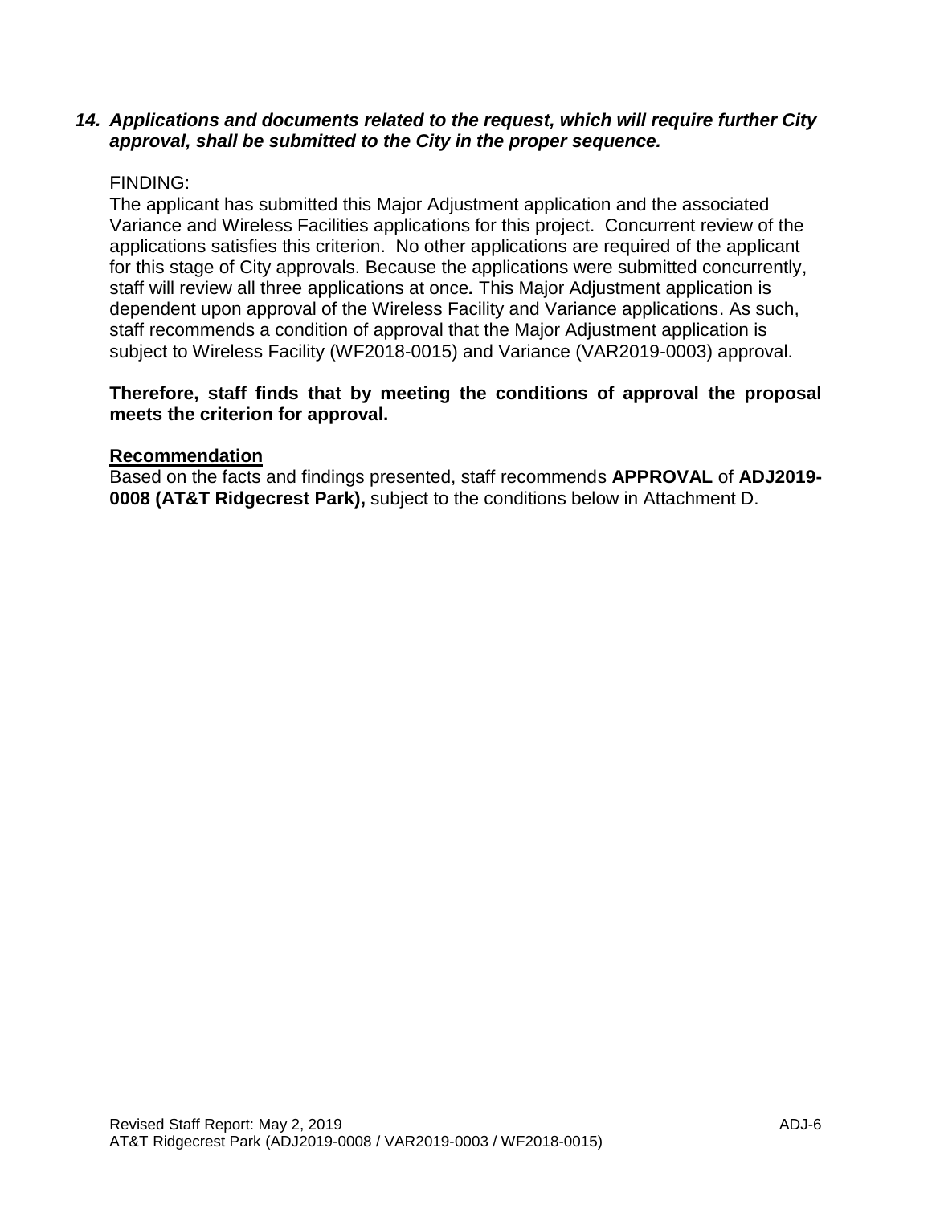***14. Applications and documents related to the request, which will require further City approval, shall be submitted to the City in the proper sequence.***

FINDING:
The applicant has submitted this Major Adjustment application and the associated Variance and Wireless Facilities applications for this project. Concurrent review of the applications satisfies this criterion. No other applications are required of the applicant for this stage of City approvals. Because the applications were submitted concurrently, staff will review all three applications at once. This Major Adjustment application is dependent upon approval of the Wireless Facility and Variance applications. As such, staff recommends a condition of approval that the Major Adjustment application is subject to Wireless Facility (WF2018-0015) and Variance (VAR2019-0003) approval.

**Therefore, staff finds that by meeting the conditions of approval the proposal meets the criterion for approval.**

**Recommendation**

Based on the facts and findings presented, staff recommends **APPROVAL** of **ADJ2019-0008 (AT&T Ridgecrest Park),** subject to the conditions below in Attachment D.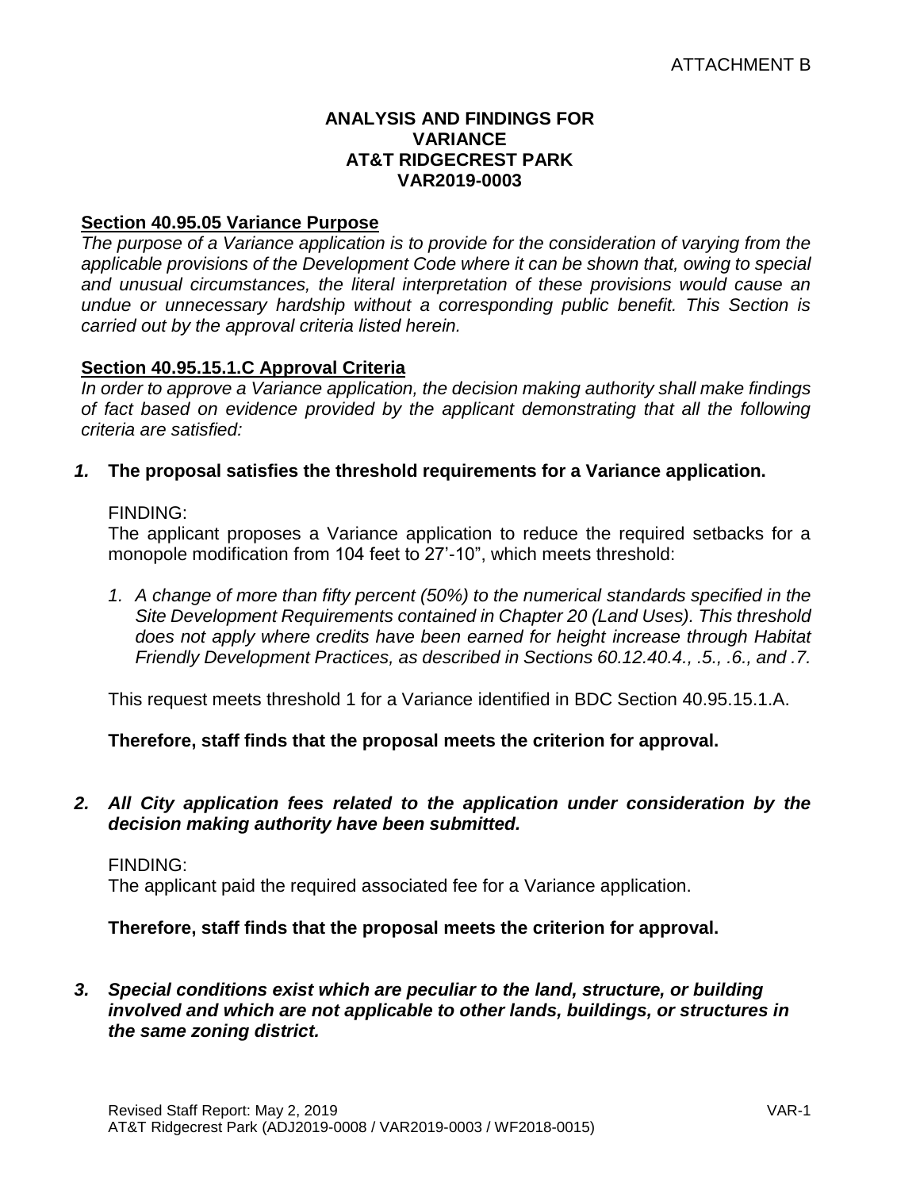ATTACHMENT B

**ANALYSIS AND FINDINGS FOR VARIANCE AT&T RIDGECREST PARK VAR2019-0003**

**Section 40.95.05 Variance Purpose**

*The purpose of a Variance application is to provide for the consideration of varying from the applicable provisions of the Development Code where it can be shown that, owing to special and unusual circumstances, the literal interpretation of these provisions would cause an undue or unnecessary hardship without a corresponding public benefit. This Section is carried out by the approval criteria listed herein.*

**Section 40.95.15.1.C Approval Criteria**

*In order to approve a Variance application, the decision making authority shall make findings of fact based on evidence provided by the applicant demonstrating that all the following criteria are satisfied:*

***1.*** **The proposal satisfies the threshold requirements for a Variance application.**

FINDING:
The applicant proposes a Variance application to reduce the required setbacks for a monopole modification from 104 feet to 27'-10", which meets threshold:

1. *A change of more than fifty percent (50%) to the numerical standards specified in the Site Development Requirements contained in Chapter 20 (Land Uses). This threshold does not apply where credits have been earned for height increase through Habitat Friendly Development Practices, as described in Sections 60.12.40.4., .5., .6., and .7.*

This request meets threshold 1 for a Variance identified in BDC Section 40.95.15.1.A.

**Therefore, staff finds that the proposal meets the criterion for approval.**

***2. All City application fees related to the application under consideration by the decision making authority have been submitted.***

FINDING:
The applicant paid the required associated fee for a Variance application.

**Therefore, staff finds that the proposal meets the criterion for approval.**

***3. Special conditions exist which are peculiar to the land, structure, or building involved and which are not applicable to other lands, buildings, or structures in the same zoning district.***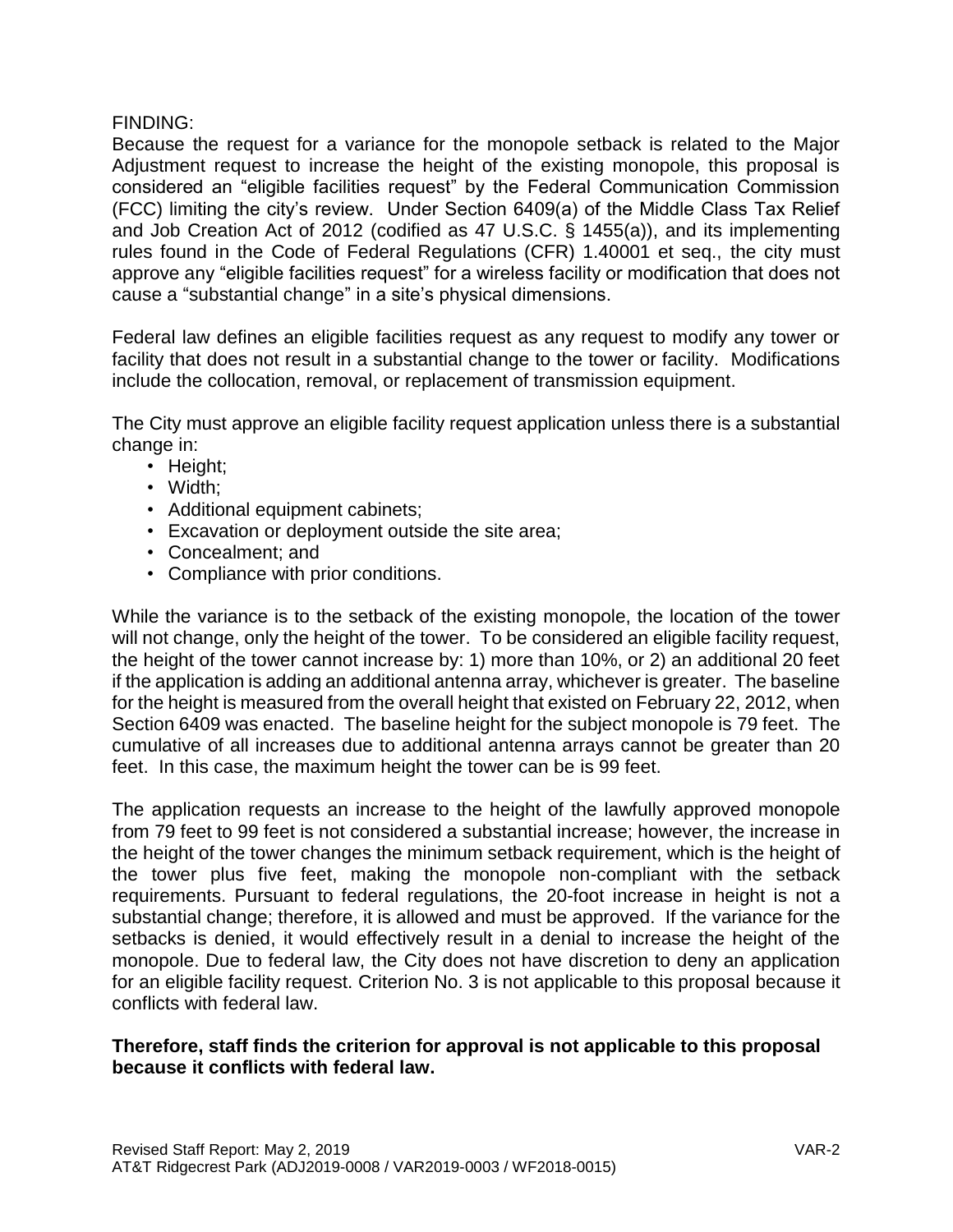FINDING:

Because the request for a variance for the monopole setback is related to the Major Adjustment request to increase the height of the existing monopole, this proposal is considered an "eligible facilities request" by the Federal Communication Commission (FCC) limiting the city's review. Under Section 6409(a) of the Middle Class Tax Relief and Job Creation Act of 2012 (codified as 47 U.S.C. § 1455(a)), and its implementing rules found in the Code of Federal Regulations (CFR) 1.40001 et seq., the city must approve any "eligible facilities request" for a wireless facility or modification that does not cause a "substantial change" in a site's physical dimensions.

Federal law defines an eligible facilities request as any request to modify any tower or facility that does not result in a substantial change to the tower or facility. Modifications include the collocation, removal, or replacement of transmission equipment.

The City must approve an eligible facility request application unless there is a substantial change in:

- Height;
- Width;
- Additional equipment cabinets;
- Excavation or deployment outside the site area;
- Concealment; and
- Compliance with prior conditions.

While the variance is to the setback of the existing monopole, the location of the tower will not change, only the height of the tower. To be considered an eligible facility request, the height of the tower cannot increase by: 1) more than 10%, or 2) an additional 20 feet if the application is adding an additional antenna array, whichever is greater. The baseline for the height is measured from the overall height that existed on February 22, 2012, when Section 6409 was enacted. The baseline height for the subject monopole is 79 feet. The cumulative of all increases due to additional antenna arrays cannot be greater than 20 feet. In this case, the maximum height the tower can be is 99 feet.

The application requests an increase to the height of the lawfully approved monopole from 79 feet to 99 feet is not considered a substantial increase; however, the increase in the height of the tower changes the minimum setback requirement, which is the height of the tower plus five feet, making the monopole non-compliant with the setback requirements. Pursuant to federal regulations, the 20-foot increase in height is not a substantial change; therefore, it is allowed and must be approved. If the variance for the setbacks is denied, it would effectively result in a denial to increase the height of the monopole. Due to federal law, the City does not have discretion to deny an application for an eligible facility request. Criterion No. 3 is not applicable to this proposal because it conflicts with federal law.

**Therefore, staff finds the criterion for approval is not applicable to this proposal because it conflicts with federal law.**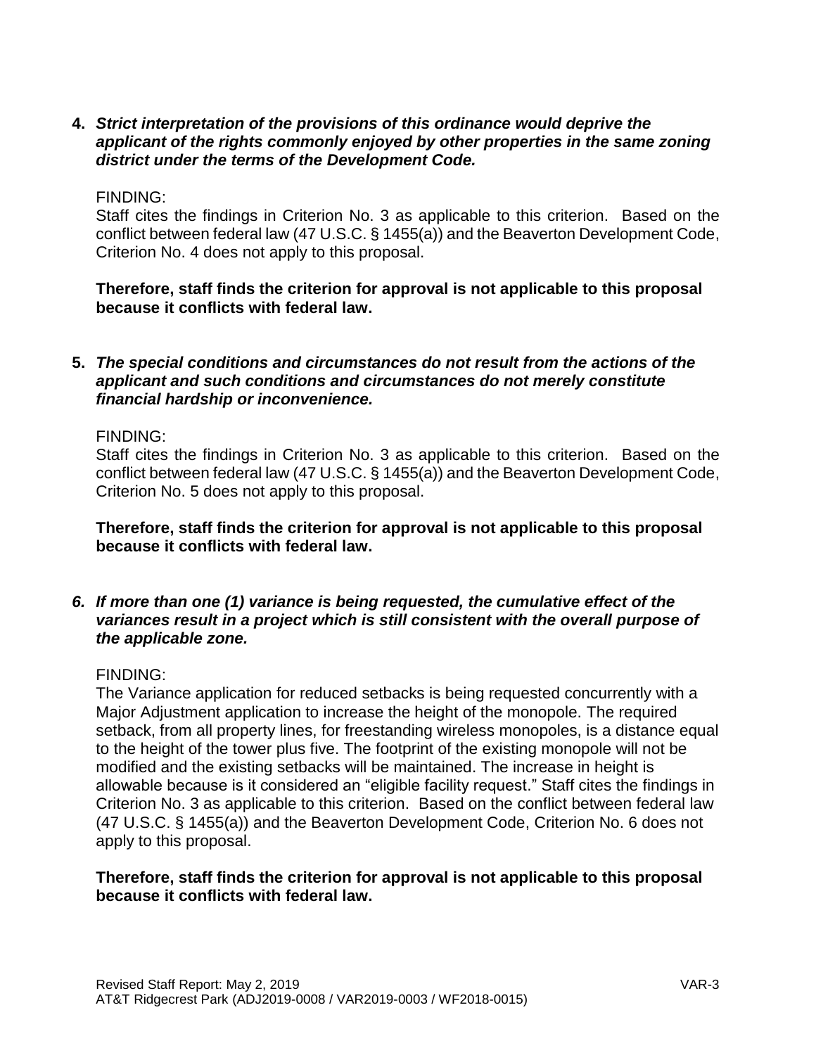**4. *Strict interpretation of the provisions of this ordinance would deprive the applicant of the rights commonly enjoyed by other properties in the same zoning district under the terms of the Development Code.***

FINDING:
Staff cites the findings in Criterion No. 3 as applicable to this criterion. Based on the conflict between federal law (47 U.S.C. § 1455(a)) and the Beaverton Development Code, Criterion No. 4 does not apply to this proposal.

**Therefore, staff finds the criterion for approval is not applicable to this proposal because it conflicts with federal law.**

**5. *The special conditions and circumstances do not result from the actions of the applicant and such conditions and circumstances do not merely constitute financial hardship or inconvenience.***

FINDING:
Staff cites the findings in Criterion No. 3 as applicable to this criterion. Based on the conflict between federal law (47 U.S.C. § 1455(a)) and the Beaverton Development Code, Criterion No. 5 does not apply to this proposal.

**Therefore, staff finds the criterion for approval is not applicable to this proposal because it conflicts with federal law.**

***6. If more than one (1) variance is being requested, the cumulative effect of the variances result in a project which is still consistent with the overall purpose of the applicable zone.***

FINDING:
The Variance application for reduced setbacks is being requested concurrently with a Major Adjustment application to increase the height of the monopole. The required setback, from all property lines, for freestanding wireless monopoles, is a distance equal to the height of the tower plus five. The footprint of the existing monopole will not be modified and the existing setbacks will be maintained. The increase in height is allowable because is it considered an "eligible facility request." Staff cites the findings in Criterion No. 3 as applicable to this criterion. Based on the conflict between federal law (47 U.S.C. § 1455(a)) and the Beaverton Development Code, Criterion No. 6 does not apply to this proposal.

**Therefore, staff finds the criterion for approval is not applicable to this proposal because it conflicts with federal law.**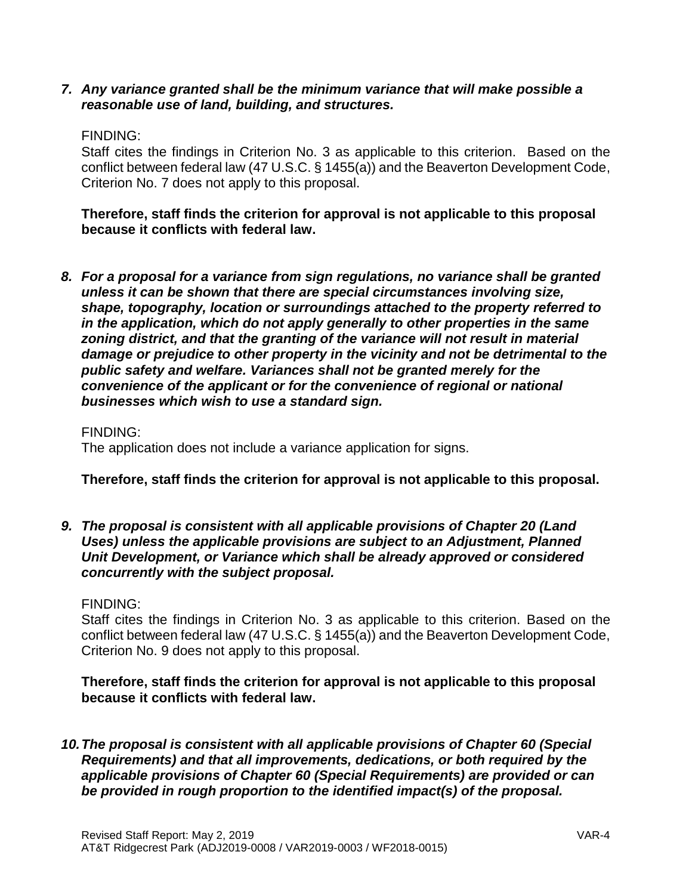***7. Any variance granted shall be the minimum variance that will make possible a reasonable use of land, building, and structures.***

FINDING:
Staff cites the findings in Criterion No. 3 as applicable to this criterion. Based on the conflict between federal law (47 U.S.C. § 1455(a)) and the Beaverton Development Code, Criterion No. 7 does not apply to this proposal.

**Therefore, staff finds the criterion for approval is not applicable to this proposal because it conflicts with federal law.**

***8. For a proposal for a variance from sign regulations, no variance shall be granted unless it can be shown that there are special circumstances involving size, shape, topography, location or surroundings attached to the property referred to in the application, which do not apply generally to other properties in the same zoning district, and that the granting of the variance will not result in material damage or prejudice to other property in the vicinity and not be detrimental to the public safety and welfare. Variances shall not be granted merely for the convenience of the applicant or for the convenience of regional or national businesses which wish to use a standard sign.***

FINDING:
The application does not include a variance application for signs.

**Therefore, staff finds the criterion for approval is not applicable to this proposal.**

***9. The proposal is consistent with all applicable provisions of Chapter 20 (Land Uses) unless the applicable provisions are subject to an Adjustment, Planned Unit Development, or Variance which shall be already approved or considered concurrently with the subject proposal.***

FINDING:
Staff cites the findings in Criterion No. 3 as applicable to this criterion. Based on the conflict between federal law (47 U.S.C. § 1455(a)) and the Beaverton Development Code, Criterion No. 9 does not apply to this proposal.

**Therefore, staff finds the criterion for approval is not applicable to this proposal because it conflicts with federal law.**

***10. The proposal is consistent with all applicable provisions of Chapter 60 (Special Requirements) and that all improvements, dedications, or both required by the applicable provisions of Chapter 60 (Special Requirements) are provided or can be provided in rough proportion to the identified impact(s) of the proposal.***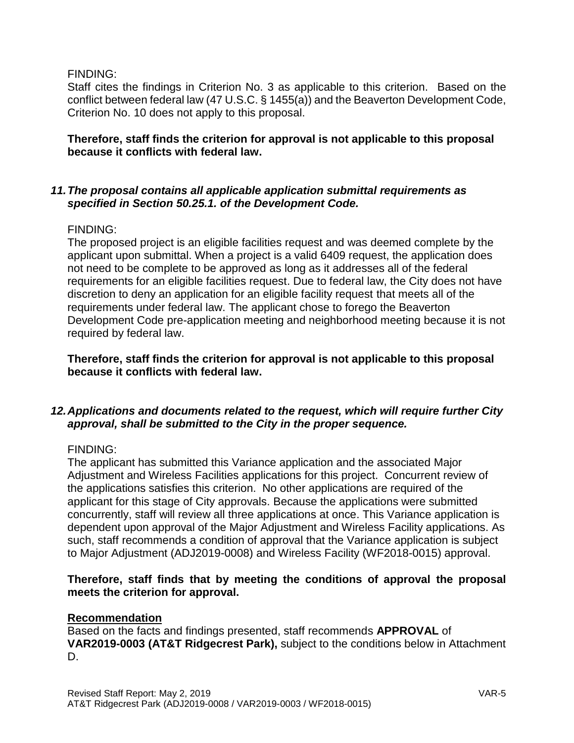FINDING:

Staff cites the findings in Criterion No. 3 as applicable to this criterion. Based on the conflict between federal law (47 U.S.C. § 1455(a)) and the Beaverton Development Code, Criterion No. 10 does not apply to this proposal.

**Therefore, staff finds the criterion for approval is not applicable to this proposal because it conflicts with federal law.**

***11. The proposal contains all applicable application submittal requirements as specified in Section 50.25.1. of the Development Code.***

FINDING:

The proposed project is an eligible facilities request and was deemed complete by the applicant upon submittal. When a project is a valid 6409 request, the application does not need to be complete to be approved as long as it addresses all of the federal requirements for an eligible facilities request. Due to federal law, the City does not have discretion to deny an application for an eligible facility request that meets all of the requirements under federal law. The applicant chose to forego the Beaverton Development Code pre-application meeting and neighborhood meeting because it is not required by federal law.

**Therefore, staff finds the criterion for approval is not applicable to this proposal because it conflicts with federal law.**

***12. Applications and documents related to the request, which will require further City approval, shall be submitted to the City in the proper sequence.***

FINDING:

The applicant has submitted this Variance application and the associated Major Adjustment and Wireless Facilities applications for this project. Concurrent review of the applications satisfies this criterion. No other applications are required of the applicant for this stage of City approvals. Because the applications were submitted concurrently, staff will review all three applications at once. This Variance application is dependent upon approval of the Major Adjustment and Wireless Facility applications. As such, staff recommends a condition of approval that the Variance application is subject to Major Adjustment (ADJ2019-0008) and Wireless Facility (WF2018-0015) approval.

**Therefore, staff finds that by meeting the conditions of approval the proposal meets the criterion for approval.**

**Recommendation**

Based on the facts and findings presented, staff recommends **APPROVAL** of **VAR2019-0003 (AT&T Ridgecrest Park),** subject to the conditions below in Attachment D.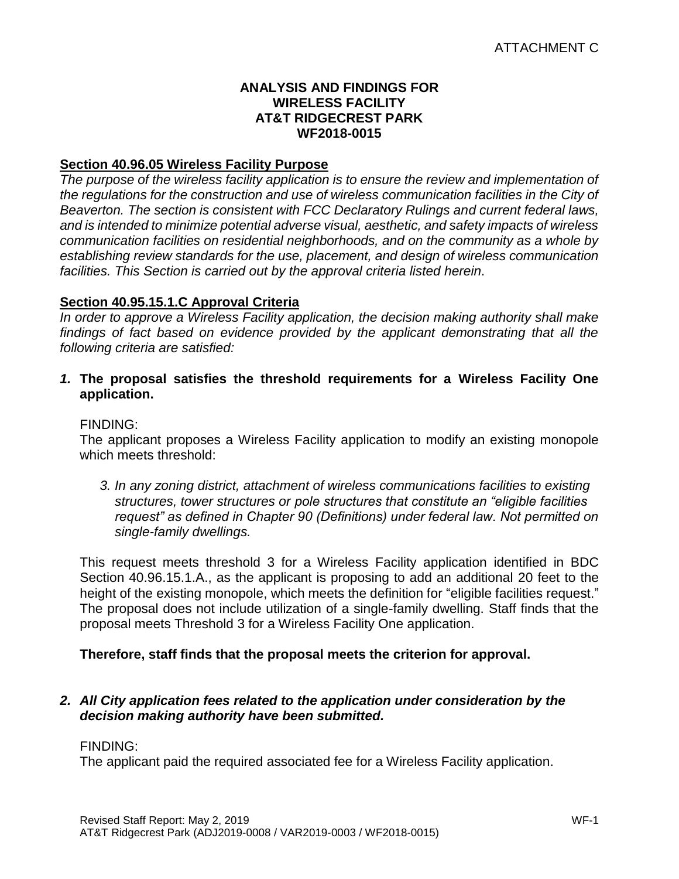ATTACHMENT C

**ANALYSIS AND FINDINGS FOR WIRELESS FACILITY AT&T RIDGECREST PARK WF2018-0015**

## Section 40.96.05 Wireless Facility Purpose

*The purpose of the wireless facility application is to ensure the review and implementation of the regulations for the construction and use of wireless communication facilities in the City of Beaverton. The section is consistent with FCC Declaratory Rulings and current federal laws, and is intended to minimize potential adverse visual, aesthetic, and safety impacts of wireless communication facilities on residential neighborhoods, and on the community as a whole by establishing review standards for the use, placement, and design of wireless communication facilities. This Section is carried out by the approval criteria listed herein.*

## Section 40.95.15.1.C Approval Criteria

*In order to approve a Wireless Facility application, the decision making authority shall make findings of fact based on evidence provided by the applicant demonstrating that all the following criteria are satisfied:*

***1.*** **The proposal satisfies the threshold requirements for a Wireless Facility One application.**

FINDING:
The applicant proposes a Wireless Facility application to modify an existing monopole which meets threshold:

*3. In any zoning district, attachment of wireless communications facilities to existing structures, tower structures or pole structures that constitute an "eligible facilities request" as defined in Chapter 90 (Definitions) under federal law. Not permitted on single-family dwellings.*

This request meets threshold 3 for a Wireless Facility application identified in BDC Section 40.96.15.1.A., as the applicant is proposing to add an additional 20 feet to the height of the existing monopole, which meets the definition for "eligible facilities request." The proposal does not include utilization of a single-family dwelling. Staff finds that the proposal meets Threshold 3 for a Wireless Facility One application.

**Therefore, staff finds that the proposal meets the criterion for approval.**

***2. All City application fees related to the application under consideration by the decision making authority have been submitted.***

FINDING:
The applicant paid the required associated fee for a Wireless Facility application.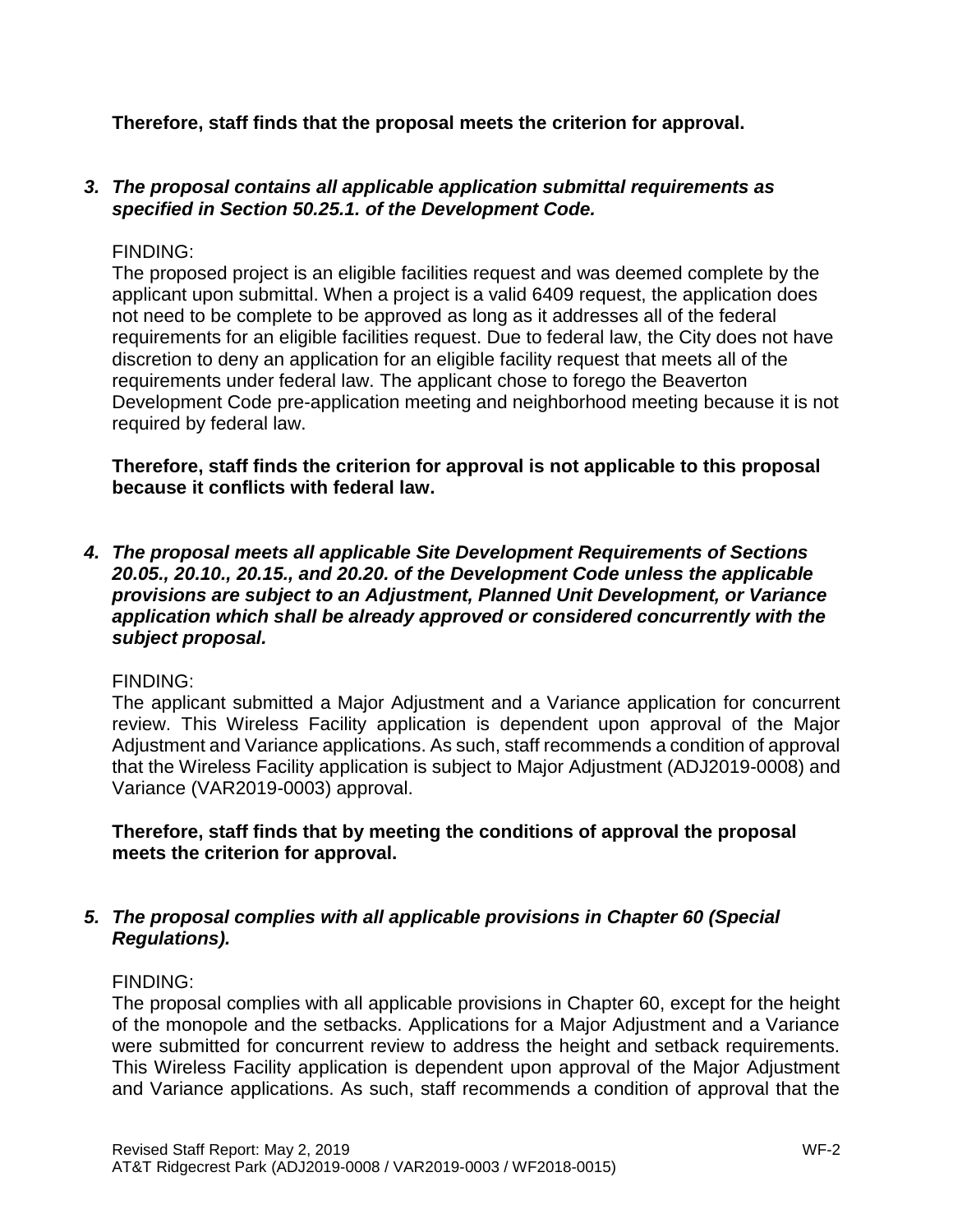**Therefore, staff finds that the proposal meets the criterion for approval.**

3. ***The proposal contains all applicable application submittal requirements as specified in Section 50.25.1. of the Development Code.***

FINDING:
The proposed project is an eligible facilities request and was deemed complete by the applicant upon submittal. When a project is a valid 6409 request, the application does not need to be complete to be approved as long as it addresses all of the federal requirements for an eligible facilities request. Due to federal law, the City does not have discretion to deny an application for an eligible facility request that meets all of the requirements under federal law. The applicant chose to forego the Beaverton Development Code pre-application meeting and neighborhood meeting because it is not required by federal law.

**Therefore, staff finds the criterion for approval is not applicable to this proposal because it conflicts with federal law.**

4. ***The proposal meets all applicable Site Development Requirements of Sections 20.05., 20.10., 20.15., and 20.20. of the Development Code unless the applicable provisions are subject to an Adjustment, Planned Unit Development, or Variance application which shall be already approved or considered concurrently with the subject proposal.***

FINDING:
The applicant submitted a Major Adjustment and a Variance application for concurrent review. This Wireless Facility application is dependent upon approval of the Major Adjustment and Variance applications. As such, staff recommends a condition of approval that the Wireless Facility application is subject to Major Adjustment (ADJ2019-0008) and Variance (VAR2019-0003) approval.

**Therefore, staff finds that by meeting the conditions of approval the proposal meets the criterion for approval.**

5. ***The proposal complies with all applicable provisions in Chapter 60 (Special Regulations).***

FINDING:
The proposal complies with all applicable provisions in Chapter 60, except for the height of the monopole and the setbacks. Applications for a Major Adjustment and a Variance were submitted for concurrent review to address the height and setback requirements. This Wireless Facility application is dependent upon approval of the Major Adjustment and Variance applications. As such, staff recommends a condition of approval that the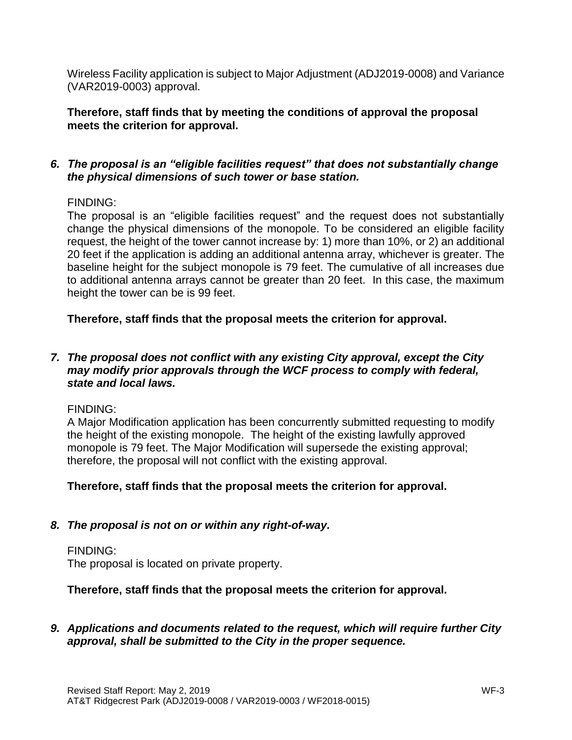Wireless Facility application is subject to Major Adjustment (ADJ2019-0008) and Variance (VAR2019-0003) approval.

**Therefore, staff finds that by meeting the conditions of approval the proposal meets the criterion for approval.**

***6. The proposal is an "eligible facilities request" that does not substantially change the physical dimensions of such tower or base station.***

FINDING:
The proposal is an "eligible facilities request" and the request does not substantially change the physical dimensions of the monopole. To be considered an eligible facility request, the height of the tower cannot increase by: 1) more than 10%, or 2) an additional 20 feet if the application is adding an additional antenna array, whichever is greater. The baseline height for the subject monopole is 79 feet. The cumulative of all increases due to additional antenna arrays cannot be greater than 20 feet. In this case, the maximum height the tower can be is 99 feet.

**Therefore, staff finds that the proposal meets the criterion for approval.**

***7. The proposal does not conflict with any existing City approval, except the City may modify prior approvals through the WCF process to comply with federal, state and local laws.***

FINDING:
A Major Modification application has been concurrently submitted requesting to modify the height of the existing monopole. The height of the existing lawfully approved monopole is 79 feet. The Major Modification will supersede the existing approval; therefore, the proposal will not conflict with the existing approval.

**Therefore, staff finds that the proposal meets the criterion for approval.**

***8. The proposal is not on or within any right-of-way.***

FINDING:
The proposal is located on private property.

**Therefore, staff finds that the proposal meets the criterion for approval.**

***9. Applications and documents related to the request, which will require further City approval, shall be submitted to the City in the proper sequence.***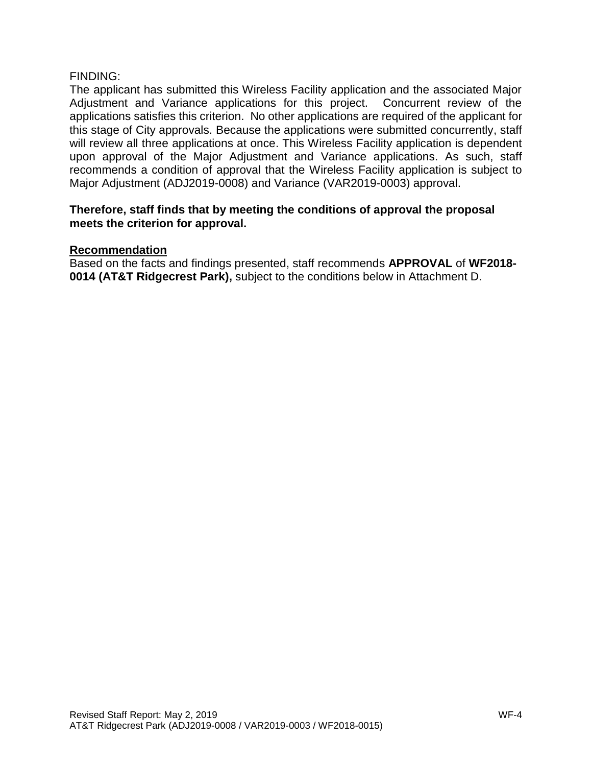FINDING:
The applicant has submitted this Wireless Facility application and the associated Major Adjustment and Variance applications for this project. Concurrent review of the applications satisfies this criterion. No other applications are required of the applicant for this stage of City approvals. Because the applications were submitted concurrently, staff will review all three applications at once. This Wireless Facility application is dependent upon approval of the Major Adjustment and Variance applications. As such, staff recommends a condition of approval that the Wireless Facility application is subject to Major Adjustment (ADJ2019-0008) and Variance (VAR2019-0003) approval.

**Therefore, staff finds that by meeting the conditions of approval the proposal meets the criterion for approval.**

## Recommendation

Based on the facts and findings presented, staff recommends **APPROVAL** of **WF2018-0014 (AT&T Ridgecrest Park),** subject to the conditions below in Attachment D.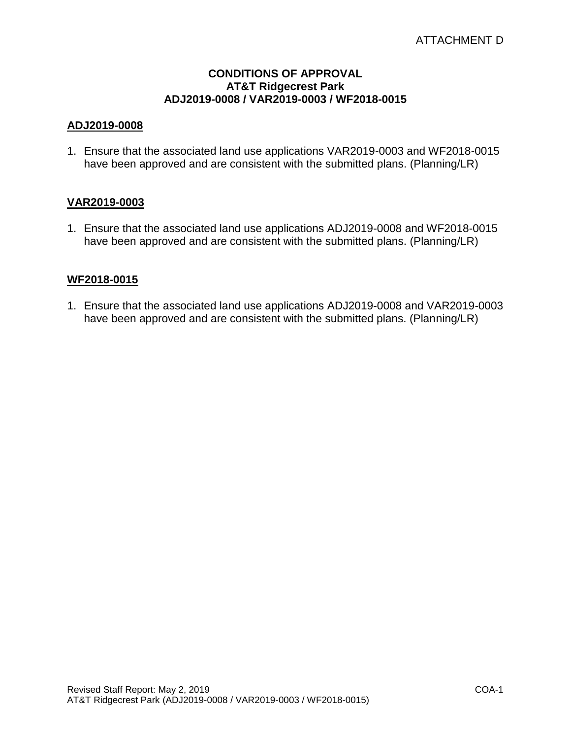ATTACHMENT D

**CONDITIONS OF APPROVAL**
**AT&T Ridgecrest Park**
**ADJ2019-0008 / VAR2019-0003 / WF2018-0015**

## ADJ2019-0008

1. Ensure that the associated land use applications VAR2019-0003 and WF2018-0015 have been approved and are consistent with the submitted plans. (Planning/LR)

## VAR2019-0003

1. Ensure that the associated land use applications ADJ2019-0008 and WF2018-0015 have been approved and are consistent with the submitted plans. (Planning/LR)

## WF2018-0015

1. Ensure that the associated land use applications ADJ2019-0008 and VAR2019-0003 have been approved and are consistent with the submitted plans. (Planning/LR)